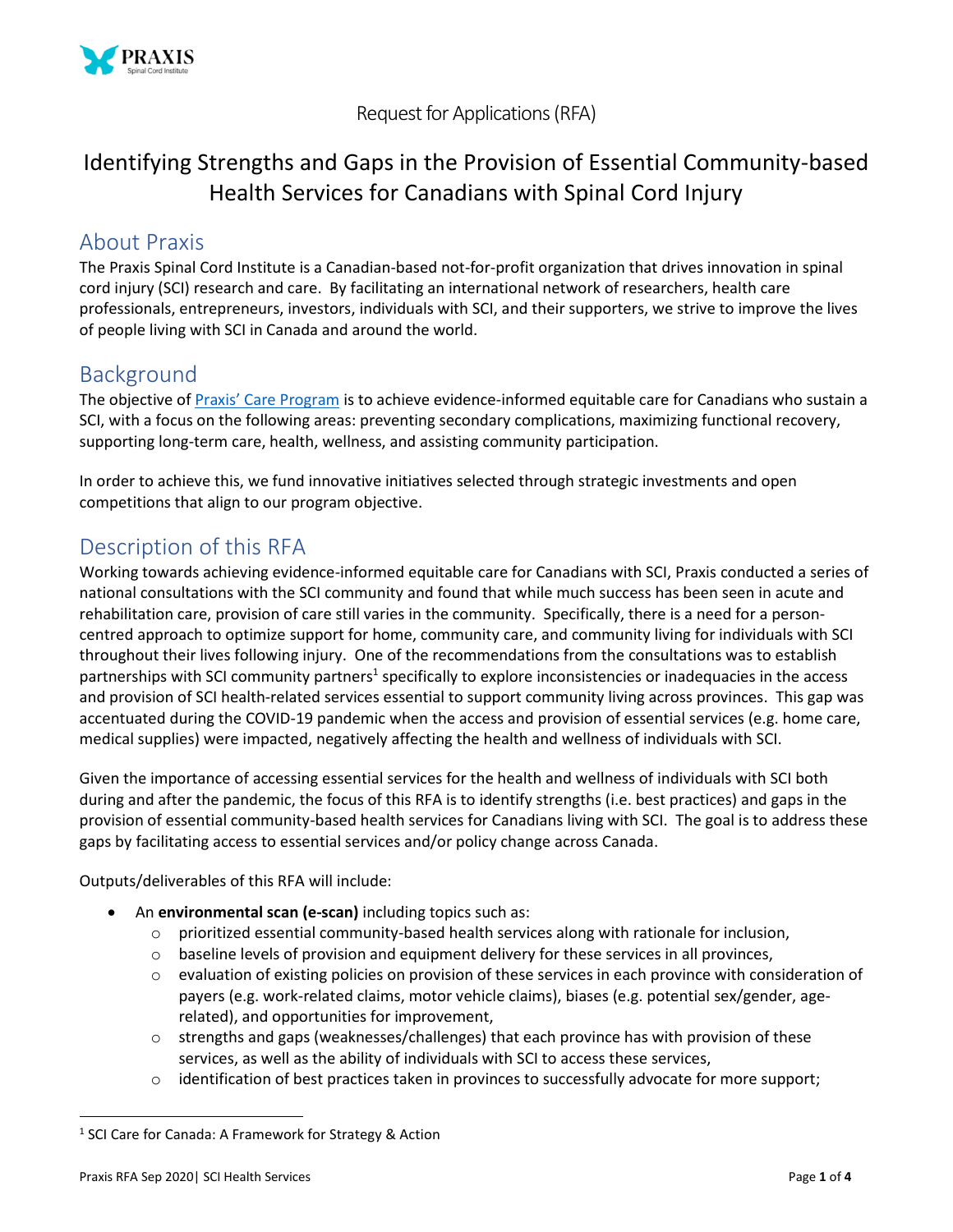Request for Applications (RFA)

# Identifying Strengths and Gaps in the Provision of Essential Community-based Health Services for Canadians with Spinal Cord Injury

## About Praxis

The Praxis Spinal Cord Institute is a Canadian-based not-for-profit organization that drives innovation in spinal cord injury (SCI) research and care. By facilitating an international network of researchers, health care professionals, entrepreneurs, investors, individuals with SCI, and their supporters, we strive to improve the lives of people living with SCI in Canada and around the world.

## Background

The objective of Praxis' Care Program is to achieve evidence-informed equitable care for Canadians who sustain a SCI, with a focus on the following areas: preventing secondary complications, maximizing functional recovery, supporting long-term care, health, wellness, and assisting community participation.

In order to achieve this, we fund innovative initiatives selected through strategic investments and open competitions that align to our program objective.

## Description of this RFA

Working towards achieving evidence-informed equitable care for Canadians with SCI, Praxis conducted a series of national consultations with the SCI community and found that while much success has been seen in acute and rehabilitation care, provision of care still varies in the community. Specifically, there is a need for a person-centred approach to optimize support for home, community care, and community living for individuals with SCI throughout their lives following injury. One of the recommendations from the consultations was to establish partnerships with SCI community partners[1] specifically to explore inconsistencies or inadequacies in the access and provision of SCI health-related services essential to support community living across provinces. This gap was accentuated during the COVID-19 pandemic when the access and provision of essential services (e.g. home care, medical supplies) were impacted, negatively affecting the health and wellness of individuals with SCI.

Given the importance of accessing essential services for the health and wellness of individuals with SCI both during and after the pandemic, the focus of this RFA is to identify strengths (i.e. best practices) and gaps in the provision of essential community-based health services for Canadians living with SCI. The goal is to address these gaps by facilitating access to essential services and/or policy change across Canada.

Outputs/deliverables of this RFA will include:

- An **environmental scan (e-scan)** including topics such as:
  - prioritized essential community-based health services along with rationale for inclusion,
  - baseline levels of provision and equipment delivery for these services in all provinces,
  - evaluation of existing policies on provision of these services in each province with consideration of payers (e.g. work-related claims, motor vehicle claims), biases (e.g. potential sex/gender, age-related), and opportunities for improvement,
  - strengths and gaps (weaknesses/challenges) that each province has with provision of these services, as well as the ability of individuals with SCI to access these services,
  - identification of best practices taken in provinces to successfully advocate for more support;

[1] SCI Care for Canada: A Framework for Strategy & Action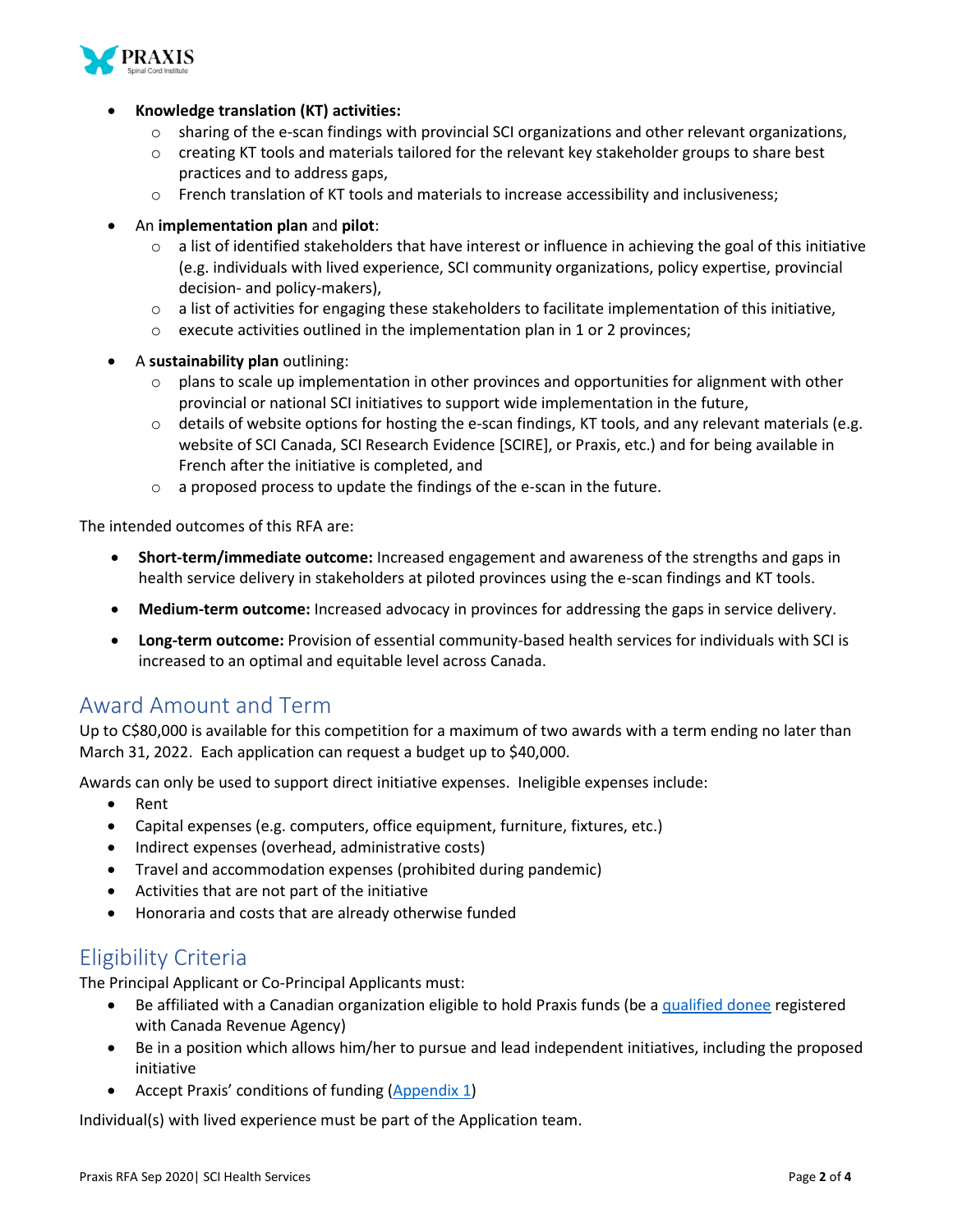- **Knowledge translation (KT) activities:**
  - sharing of the e-scan findings with provincial SCI organizations and other relevant organizations,
  - creating KT tools and materials tailored for the relevant key stakeholder groups to share best practices and to address gaps,
  - French translation of KT tools and materials to increase accessibility and inclusiveness;
- An **implementation plan** and **pilot**:
  - a list of identified stakeholders that have interest or influence in achieving the goal of this initiative (e.g. individuals with lived experience, SCI community organizations, policy expertise, provincial decision- and policy-makers),
  - a list of activities for engaging these stakeholders to facilitate implementation of this initiative,
  - execute activities outlined in the implementation plan in 1 or 2 provinces;
- A **sustainability plan** outlining:
  - plans to scale up implementation in other provinces and opportunities for alignment with other provincial or national SCI initiatives to support wide implementation in the future,
  - details of website options for hosting the e-scan findings, KT tools, and any relevant materials (e.g. website of SCI Canada, SCI Research Evidence [SCIRE], or Praxis, etc.) and for being available in French after the initiative is completed, and
  - a proposed process to update the findings of the e-scan in the future.

The intended outcomes of this RFA are:

- **Short-term/immediate outcome:** Increased engagement and awareness of the strengths and gaps in health service delivery in stakeholders at piloted provinces using the e-scan findings and KT tools.
- **Medium-term outcome:** Increased advocacy in provinces for addressing the gaps in service delivery.
- **Long-term outcome:** Provision of essential community-based health services for individuals with SCI is increased to an optimal and equitable level across Canada.

## Award Amount and Term

Up to C$80,000 is available for this competition for a maximum of two awards with a term ending no later than March 31, 2022. Each application can request a budget up to $40,000.

Awards can only be used to support direct initiative expenses. Ineligible expenses include:

- Rent
- Capital expenses (e.g. computers, office equipment, furniture, fixtures, etc.)
- Indirect expenses (overhead, administrative costs)
- Travel and accommodation expenses (prohibited during pandemic)
- Activities that are not part of the initiative
- Honoraria and costs that are already otherwise funded

## Eligibility Criteria

The Principal Applicant or Co-Principal Applicants must:

- Be affiliated with a Canadian organization eligible to hold Praxis funds (be a qualified donee registered with Canada Revenue Agency)
- Be in a position which allows him/her to pursue and lead independent initiatives, including the proposed initiative
- Accept Praxis' conditions of funding (Appendix 1)

Individual(s) with lived experience must be part of the Application team.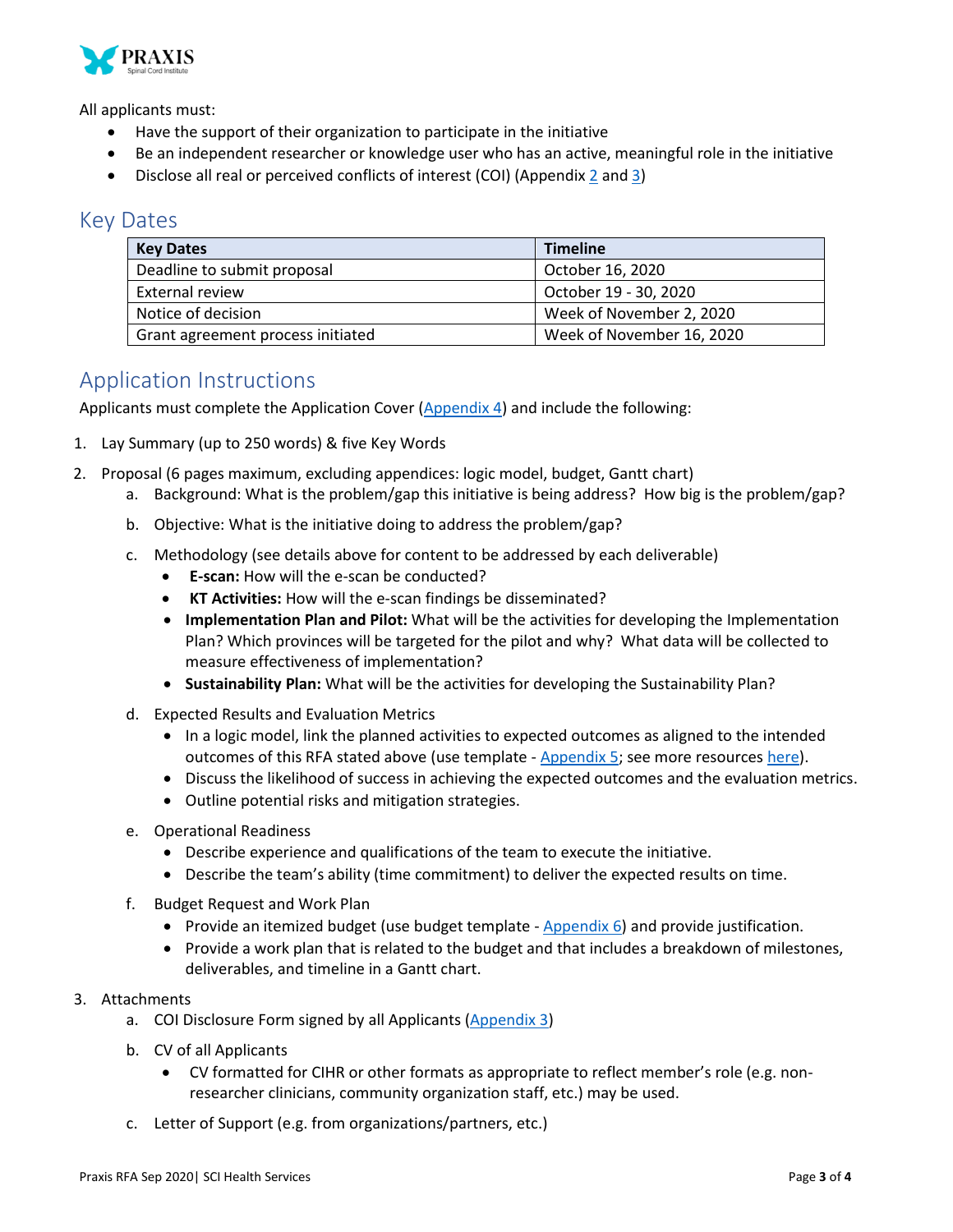All applicants must:

- Have the support of their organization to participate in the initiative
- Be an independent researcher or knowledge user who has an active, meaningful role in the initiative
- Disclose all real or perceived conflicts of interest (COI) (Appendix 2 and 3)

## Key Dates

| Key Dates | Timeline |
|---|---|
| Deadline to submit proposal | October 16, 2020 |
| External review | October 19 - 30, 2020 |
| Notice of decision | Week of November 2, 2020 |
| Grant agreement process initiated | Week of November 16, 2020 |

## Application Instructions

Applicants must complete the Application Cover (Appendix 4) and include the following:

1. Lay Summary (up to 250 words) & five Key Words
2. Proposal (6 pages maximum, excluding appendices: logic model, budget, Gantt chart)
    a. Background: What is the problem/gap this initiative is being address? How big is the problem/gap?
    b. Objective: What is the initiative doing to address the problem/gap?
    c. Methodology (see details above for content to be addressed by each deliverable)
        - **E-scan:** How will the e-scan be conducted?
        - **KT Activities:** How will the e-scan findings be disseminated?
        - **Implementation Plan and Pilot:** What will be the activities for developing the Implementation Plan? Which provinces will be targeted for the pilot and why? What data will be collected to measure effectiveness of implementation?
        - **Sustainability Plan:** What will be the activities for developing the Sustainability Plan?

    d. Expected Results and Evaluation Metrics
        - In a logic model, link the planned activities to expected outcomes as aligned to the intended outcomes of this RFA stated above (use template - Appendix 5; see more resources here).
        - Discuss the likelihood of success in achieving the expected outcomes and the evaluation metrics.
        - Outline potential risks and mitigation strategies.

    e. Operational Readiness
        - Describe experience and qualifications of the team to execute the initiative.
        - Describe the team's ability (time commitment) to deliver the expected results on time.

    f. Budget Request and Work Plan
        - Provide an itemized budget (use budget template - Appendix 6) and provide justification.
        - Provide a work plan that is related to the budget and that includes a breakdown of milestones, deliverables, and timeline in a Gantt chart.
3. Attachments
    a. COI Disclosure Form signed by all Applicants (Appendix 3)
    b. CV of all Applicants
        - CV formatted for CIHR or other formats as appropriate to reflect member's role (e.g. non-researcher clinicians, community organization staff, etc.) may be used.

    c. Letter of Support (e.g. from organizations/partners, etc.)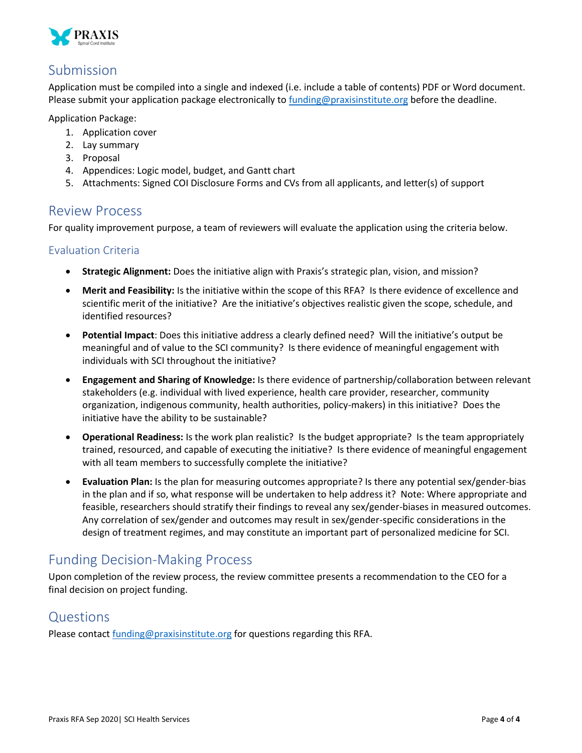## Submission

Application must be compiled into a single and indexed (i.e. include a table of contents) PDF or Word document. Please submit your application package electronically to funding@praxisinstitute.org before the deadline.

Application Package:

1. Application cover
2. Lay summary
3. Proposal
4. Appendices: Logic model, budget, and Gantt chart
5. Attachments: Signed COI Disclosure Forms and CVs from all applicants, and letter(s) of support

## Review Process

For quality improvement purpose, a team of reviewers will evaluate the application using the criteria below.

### Evaluation Criteria

- **Strategic Alignment:** Does the initiative align with Praxis's strategic plan, vision, and mission?
- **Merit and Feasibility:** Is the initiative within the scope of this RFA? Is there evidence of excellence and scientific merit of the initiative? Are the initiative's objectives realistic given the scope, schedule, and identified resources?
- **Potential Impact**: Does this initiative address a clearly defined need? Will the initiative's output be meaningful and of value to the SCI community? Is there evidence of meaningful engagement with individuals with SCI throughout the initiative?
- **Engagement and Sharing of Knowledge:** Is there evidence of partnership/collaboration between relevant stakeholders (e.g. individual with lived experience, health care provider, researcher, community organization, indigenous community, health authorities, policy-makers) in this initiative? Does the initiative have the ability to be sustainable?
- **Operational Readiness:** Is the work plan realistic? Is the budget appropriate? Is the team appropriately trained, resourced, and capable of executing the initiative? Is there evidence of meaningful engagement with all team members to successfully complete the initiative?
- **Evaluation Plan:** Is the plan for measuring outcomes appropriate? Is there any potential sex/gender-bias in the plan and if so, what response will be undertaken to help address it? Note: Where appropriate and feasible, researchers should stratify their findings to reveal any sex/gender-biases in measured outcomes. Any correlation of sex/gender and outcomes may result in sex/gender-specific considerations in the design of treatment regimes, and may constitute an important part of personalized medicine for SCI.

## Funding Decision-Making Process

Upon completion of the review process, the review committee presents a recommendation to the CEO for a final decision on project funding.

## Questions

Please contact funding@praxisinstitute.org for questions regarding this RFA.